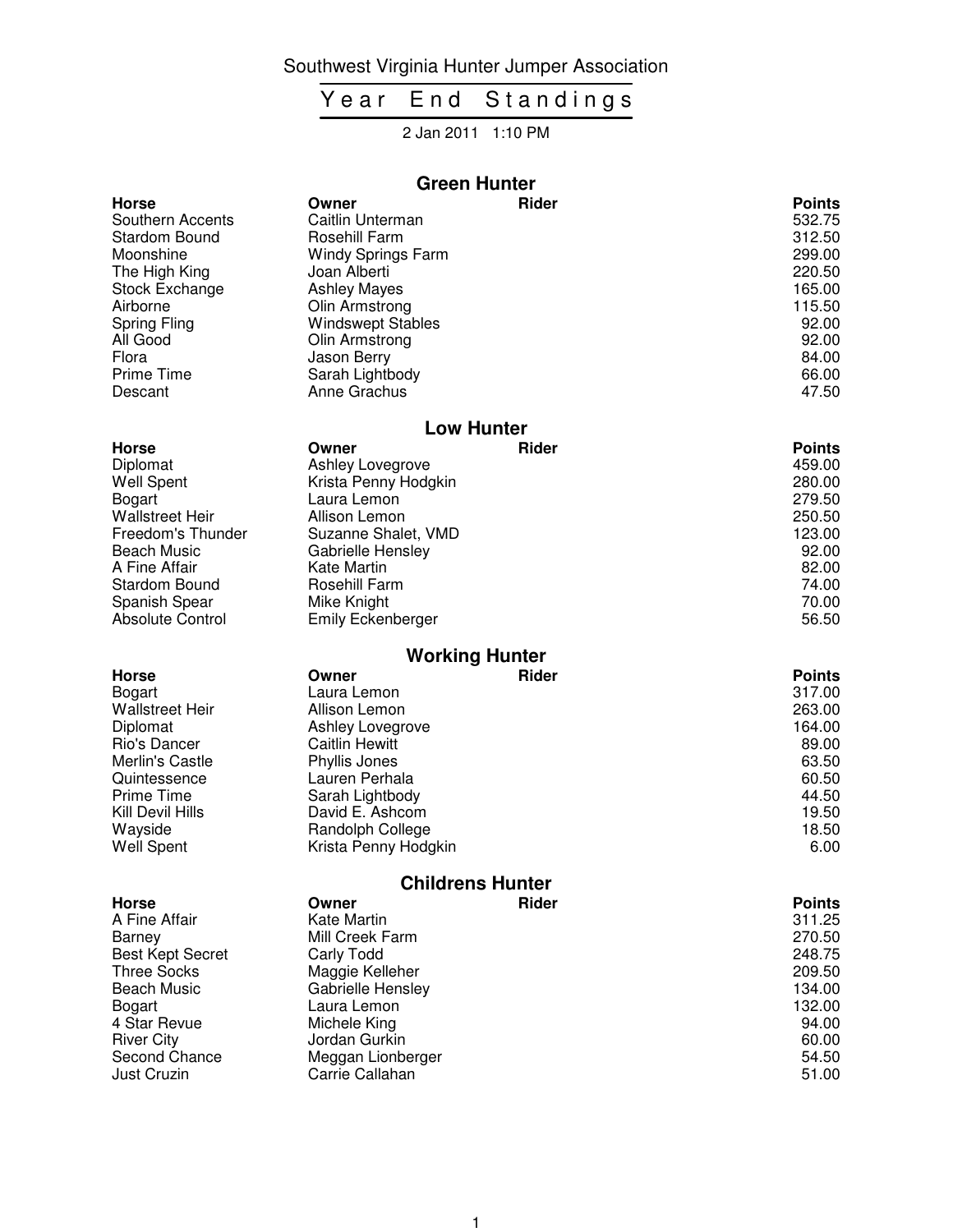Southwest Virginia Hunter Jumper Association

# Year End Standings

2 Jan 2011 1:10 PM

## Green Hunter

| Horse | Owner | Rider | Points |
|---|---|---|---|
| Southern Accents | Caitlin Unterman | | 532.75 |
| Stardom Bound | Rosehill Farm | | 312.50 |
| Moonshine | Windy Springs Farm | | 299.00 |
| The High King | Joan Alberti | | 220.50 |
| Stock Exchange | Ashley Mayes | | 165.00 |
| Airborne | Olin Armstrong | | 115.50 |
| Spring Fling | Windswept Stables | | 92.00 |
| All Good | Olin Armstrong | | 92.00 |
| Flora | Jason Berry | | 84.00 |
| Prime Time | Sarah Lightbody | | 66.00 |
| Descant | Anne Grachus | | 47.50 |

## Low Hunter

| Horse | Owner | Rider | Points |
|---|---|---|---|
| Diplomat | Ashley Lovegrove | | 459.00 |
| Well Spent | Krista Penny Hodgkin | | 280.00 |
| Bogart | Laura Lemon | | 279.50 |
| Wallstreet Heir | Allison Lemon | | 250.50 |
| Freedom's Thunder | Suzanne Shalet, VMD | | 123.00 |
| Beach Music | Gabrielle Hensley | | 92.00 |
| A Fine Affair | Kate Martin | | 82.00 |
| Stardom Bound | Rosehill Farm | | 74.00 |
| Spanish Spear | Mike Knight | | 70.00 |
| Absolute Control | Emily Eckenberger | | 56.50 |

## Working Hunter

| Horse | Owner | Rider | Points |
|---|---|---|---|
| Bogart | Laura Lemon | | 317.00 |
| Wallstreet Heir | Allison Lemon | | 263.00 |
| Diplomat | Ashley Lovegrove | | 164.00 |
| Rio's Dancer | Caitlin Hewitt | | 89.00 |
| Merlin's Castle | Phyllis Jones | | 63.50 |
| Quintessence | Lauren Perhala | | 60.50 |
| Prime Time | Sarah Lightbody | | 44.50 |
| Kill Devil Hills | David E. Ashcom | | 19.50 |
| Wayside | Randolph College | | 18.50 |
| Well Spent | Krista Penny Hodgkin | | 6.00 |

## Childrens Hunter

| Horse | Owner | Rider | Points |
|---|---|---|---|
| A Fine Affair | Kate Martin | | 311.25 |
| Barney | Mill Creek Farm | | 270.50 |
| Best Kept Secret | Carly Todd | | 248.75 |
| Three Socks | Maggie Kelleher | | 209.50 |
| Beach Music | Gabrielle Hensley | | 134.00 |
| Bogart | Laura Lemon | | 132.00 |
| 4 Star Revue | Michele King | | 94.00 |
| River City | Jordan Gurkin | | 60.00 |
| Second Chance | Meggan Lionberger | | 54.50 |
| Just Cruzin | Carrie Callahan | | 51.00 |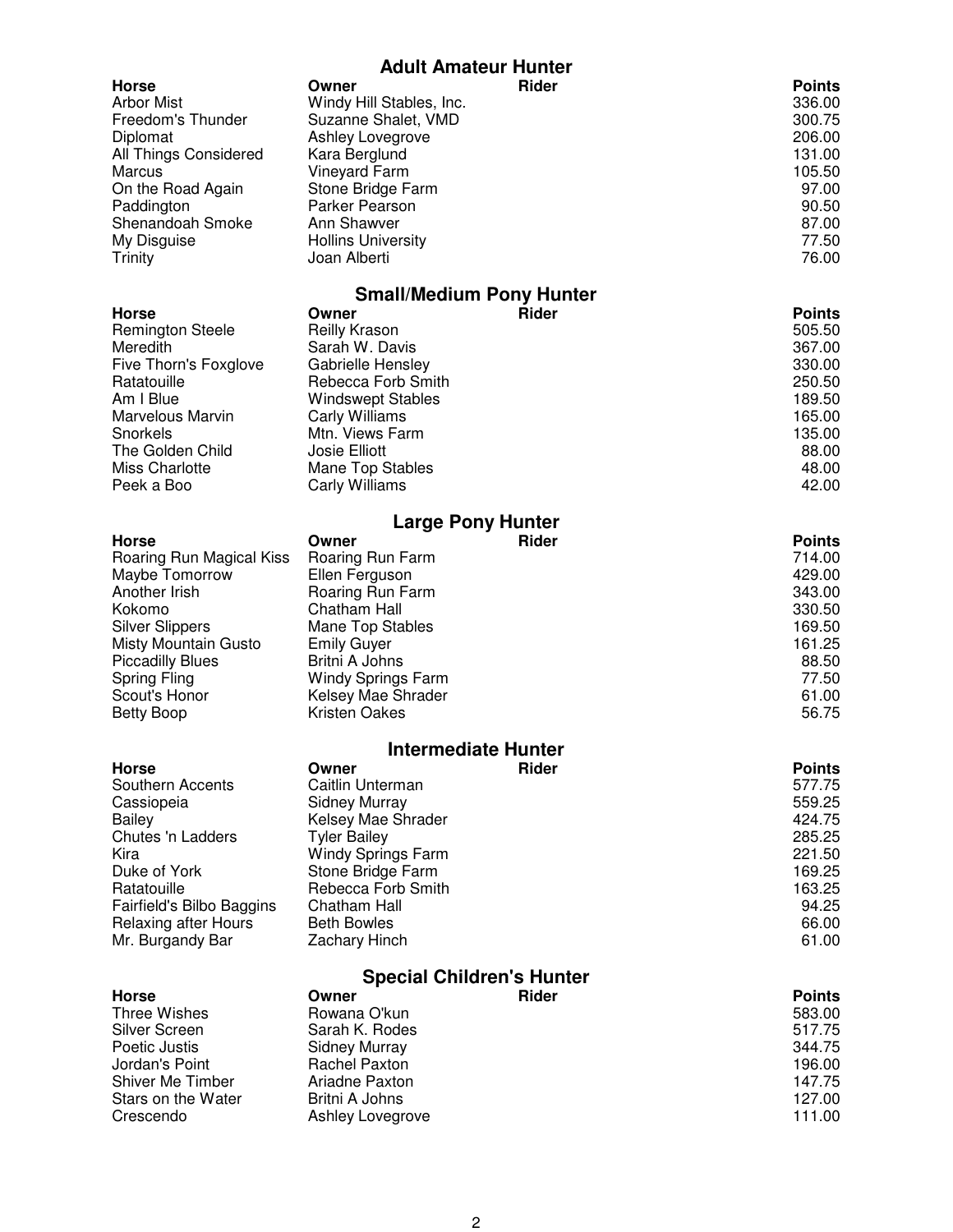## Adult Amateur Hunter

| Horse | Owner | Rider | Points |
|---|---|---|---|
| Arbor Mist | Windy Hill Stables, Inc. | | 336.00 |
| Freedom's Thunder | Suzanne Shalet, VMD | | 300.75 |
| Diplomat | Ashley Lovegrove | | 206.00 |
| All Things Considered | Kara Berglund | | 131.00 |
| Marcus | Vineyard Farm | | 105.50 |
| On the Road Again | Stone Bridge Farm | | 97.00 |
| Paddington | Parker Pearson | | 90.50 |
| Shenandoah Smoke | Ann Shawver | | 87.00 |
| My Disguise | Hollins University | | 77.50 |
| Trinity | Joan Alberti | | 76.00 |

## Small/Medium Pony Hunter

| Horse | Owner | Rider | Points |
|---|---|---|---|
| Remington Steele | Reilly Krason | | 505.50 |
| Meredith | Sarah W. Davis | | 367.00 |
| Five Thorn's Foxglove | Gabrielle Hensley | | 330.00 |
| Ratatouille | Rebecca Forb Smith | | 250.50 |
| Am I Blue | Windswept Stables | | 189.50 |
| Marvelous Marvin | Carly Williams | | 165.00 |
| Snorkels | Mtn. Views Farm | | 135.00 |
| The Golden Child | Josie Elliott | | 88.00 |
| Miss Charlotte | Mane Top Stables | | 48.00 |
| Peek a Boo | Carly Williams | | 42.00 |

## Large Pony Hunter

| Horse | Owner | Rider | Points |
|---|---|---|---|
| Roaring Run Magical Kiss | Roaring Run Farm | | 714.00 |
| Maybe Tomorrow | Ellen Ferguson | | 429.00 |
| Another Irish | Roaring Run Farm | | 343.00 |
| Kokomo | Chatham Hall | | 330.50 |
| Silver Slippers | Mane Top Stables | | 169.50 |
| Misty Mountain Gusto | Emily Guyer | | 161.25 |
| Piccadilly Blues | Britni A Johns | | 88.50 |
| Spring Fling | Windy Springs Farm | | 77.50 |
| Scout's Honor | Kelsey Mae Shrader | | 61.00 |
| Betty Boop | Kristen Oakes | | 56.75 |

## Intermediate Hunter

| Horse | Owner | Rider | Points |
|---|---|---|---|
| Southern Accents | Caitlin Unterman | | 577.75 |
| Cassiopeia | Sidney Murray | | 559.25 |
| Bailey | Kelsey Mae Shrader | | 424.75 |
| Chutes 'n Ladders | Tyler Bailey | | 285.25 |
| Kira | Windy Springs Farm | | 221.50 |
| Duke of York | Stone Bridge Farm | | 169.25 |
| Ratatouille | Rebecca Forb Smith | | 163.25 |
| Fairfield's Bilbo Baggins | Chatham Hall | | 94.25 |
| Relaxing after Hours | Beth Bowles | | 66.00 |
| Mr. Burgandy Bar | Zachary Hinch | | 61.00 |

## Special Children's Hunter

| Horse | Owner | Rider | Points |
|---|---|---|---|
| Three Wishes | Rowana O'kun | | 583.00 |
| Silver Screen | Sarah K. Rodes | | 517.75 |
| Poetic Justis | Sidney Murray | | 344.75 |
| Jordan's Point | Rachel Paxton | | 196.00 |
| Shiver Me Timber | Ariadne Paxton | | 147.75 |
| Stars on the Water | Britni A Johns | | 127.00 |
| Crescendo | Ashley Lovegrove | | 111.00 |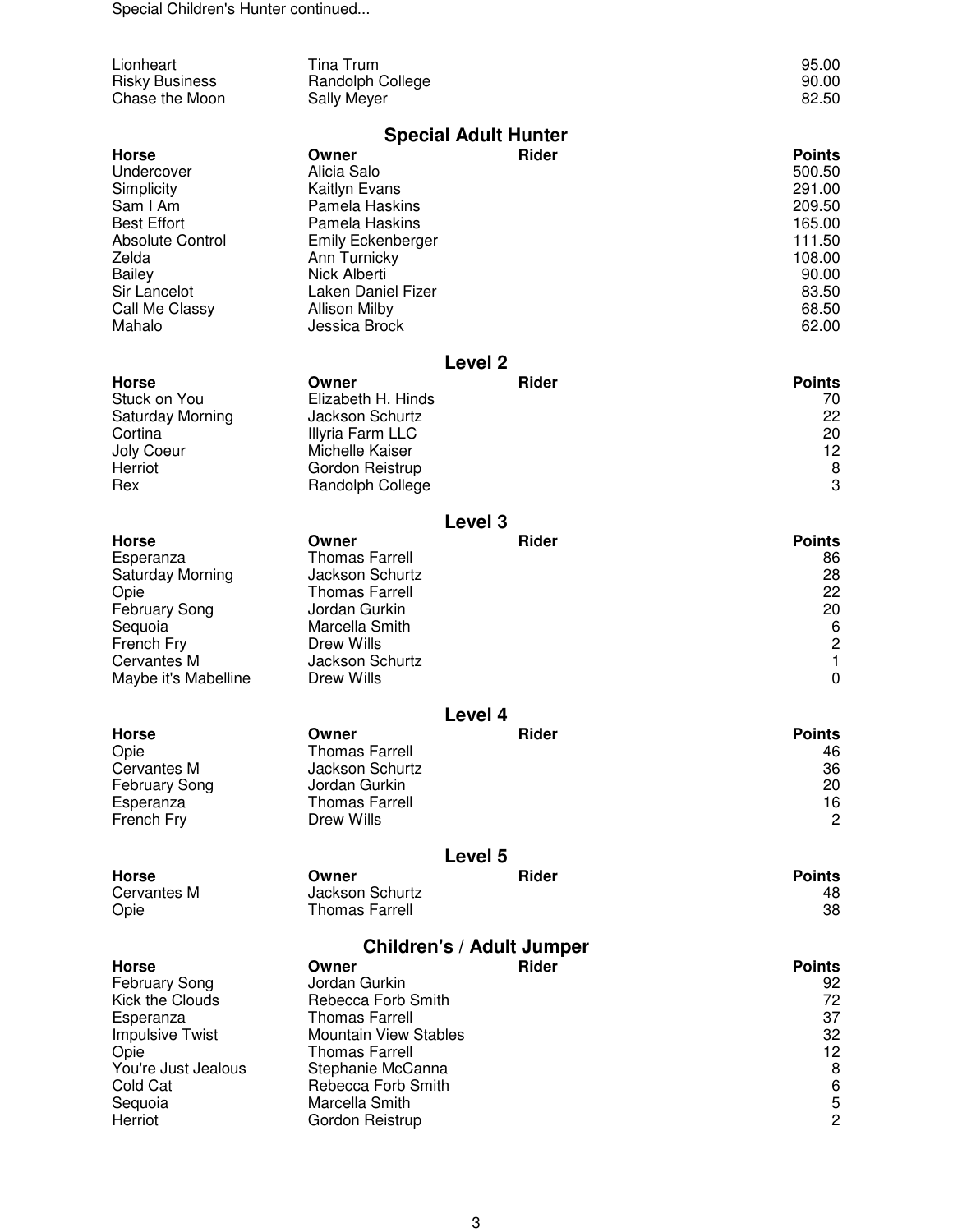Special Children's Hunter continued...

| Horse | Owner | Rider | Points |
|---|---|---|---|
| Lionheart | Tina Trum | | 95.00 |
| Risky Business | Randolph College | | 90.00 |
| Chase the Moon | Sally Meyer | | 82.50 |

## Special Adult Hunter

| Horse | Owner | Rider | Points |
|---|---|---|---|
| Undercover | Alicia Salo | | 500.50 |
| Simplicity | Kaitlyn Evans | | 291.00 |
| Sam I Am | Pamela Haskins | | 209.50 |
| Best Effort | Pamela Haskins | | 165.00 |
| Absolute Control | Emily Eckenberger | | 111.50 |
| Zelda | Ann Turnicky | | 108.00 |
| Bailey | Nick Alberti | | 90.00 |
| Sir Lancelot | Laken Daniel Fizer | | 83.50 |
| Call Me Classy | Allison Milby | | 68.50 |
| Mahalo | Jessica Brock | | 62.00 |

## Level 2

| Horse | Owner | Rider | Points |
|---|---|---|---|
| Stuck on You | Elizabeth H. Hinds | | 70 |
| Saturday Morning | Jackson Schurtz | | 22 |
| Cortina | Illyria Farm LLC | | 20 |
| Joly Coeur | Michelle Kaiser | | 12 |
| Herriot | Gordon Reistrup | | 8 |
| Rex | Randolph College | | 3 |

## Level 3

| Horse | Owner | Rider | Points |
|---|---|---|---|
| Esperanza | Thomas Farrell | | 86 |
| Saturday Morning | Jackson Schurtz | | 28 |
| Opie | Thomas Farrell | | 22 |
| February Song | Jordan Gurkin | | 20 |
| Sequoia | Marcella Smith | | 6 |
| French Fry | Drew Wills | | 2 |
| Cervantes M | Jackson Schurtz | | 1 |
| Maybe it's Mabelline | Drew Wills | | 0 |

## Level 4

| Horse | Owner | Rider | Points |
|---|---|---|---|
| Opie | Thomas Farrell | | 46 |
| Cervantes M | Jackson Schurtz | | 36 |
| February Song | Jordan Gurkin | | 20 |
| Esperanza | Thomas Farrell | | 16 |
| French Fry | Drew Wills | | 2 |

## Level 5

| Horse | Owner | Rider | Points |
|---|---|---|---|
| Cervantes M | Jackson Schurtz | | 48 |
| Opie | Thomas Farrell | | 38 |

## Children's / Adult Jumper

| Horse | Owner | Rider | Points |
|---|---|---|---|
| February Song | Jordan Gurkin | | 92 |
| Kick the Clouds | Rebecca Forb Smith | | 72 |
| Esperanza | Thomas Farrell | | 37 |
| Impulsive Twist | Mountain View Stables | | 32 |
| Opie | Thomas Farrell | | 12 |
| You're Just Jealous | Stephanie McCanna | | 8 |
| Cold Cat | Rebecca Forb Smith | | 6 |
| Sequoia | Marcella Smith | | 5 |
| Herriot | Gordon Reistrup | | 2 |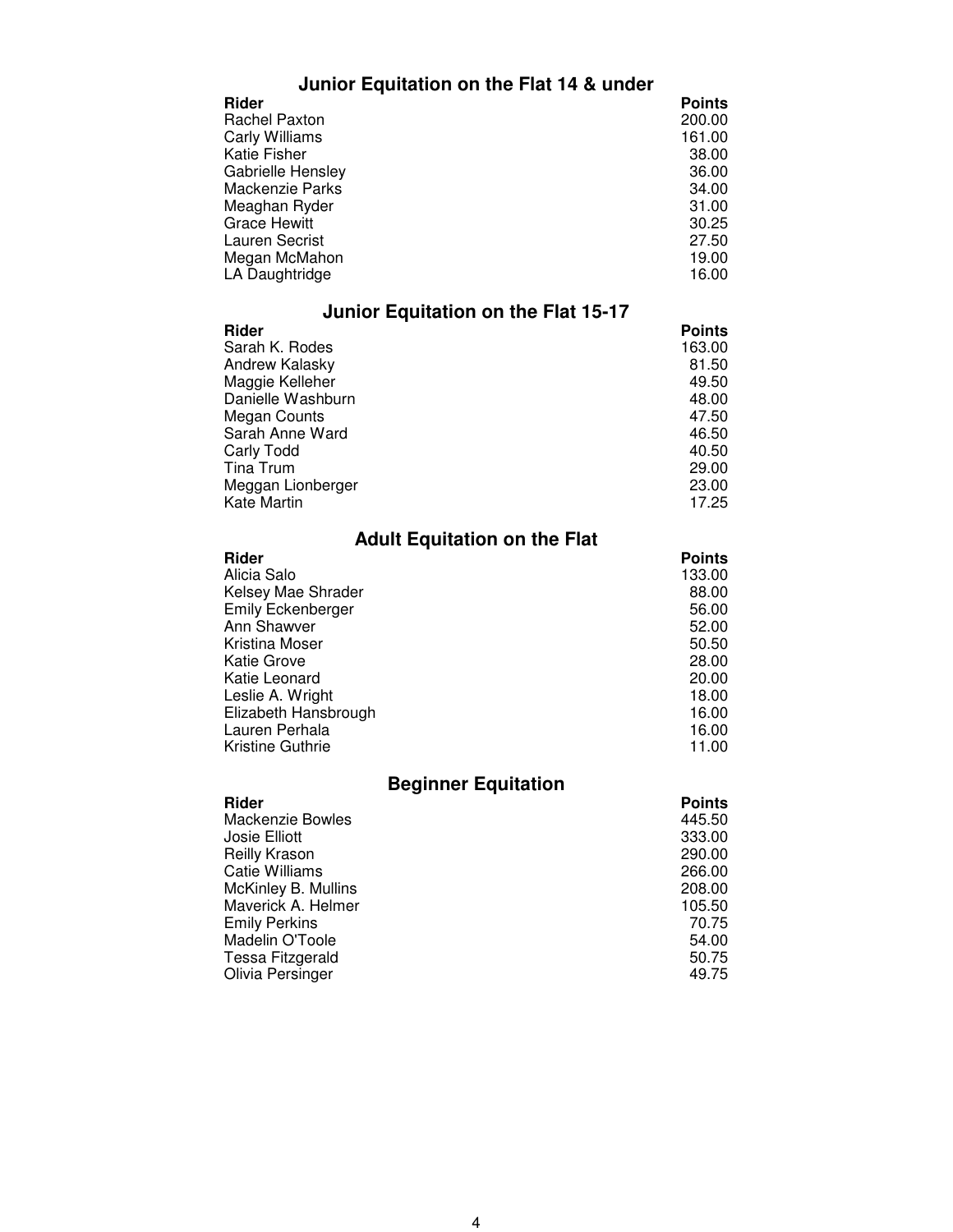## Junior Equitation on the Flat 14 & under

| Rider | Points |
|---|---|
| Rachel Paxton | 200.00 |
| Carly Williams | 161.00 |
| Katie Fisher | 38.00 |
| Gabrielle Hensley | 36.00 |
| Mackenzie Parks | 34.00 |
| Meaghan Ryder | 31.00 |
| Grace Hewitt | 30.25 |
| Lauren Secrist | 27.50 |
| Megan McMahon | 19.00 |
| LA Daughtridge | 16.00 |

## Junior Equitation on the Flat 15-17

| Rider | Points |
|---|---|
| Sarah K. Rodes | 163.00 |
| Andrew Kalasky | 81.50 |
| Maggie Kelleher | 49.50 |
| Danielle Washburn | 48.00 |
| Megan Counts | 47.50 |
| Sarah Anne Ward | 46.50 |
| Carly Todd | 40.50 |
| Tina Trum | 29.00 |
| Meggan Lionberger | 23.00 |
| Kate Martin | 17.25 |

## Adult Equitation on the Flat

| Rider | Points |
|---|---|
| Alicia Salo | 133.00 |
| Kelsey Mae Shrader | 88.00 |
| Emily Eckenberger | 56.00 |
| Ann Shawver | 52.00 |
| Kristina Moser | 50.50 |
| Katie Grove | 28.00 |
| Katie Leonard | 20.00 |
| Leslie A. Wright | 18.00 |
| Elizabeth Hansbrough | 16.00 |
| Lauren Perhala | 16.00 |
| Kristine Guthrie | 11.00 |

## Beginner Equitation

| Rider | Points |
|---|---|
| Mackenzie Bowles | 445.50 |
| Josie Elliott | 333.00 |
| Reilly Krason | 290.00 |
| Catie Williams | 266.00 |
| McKinley B. Mullins | 208.00 |
| Maverick A. Helmer | 105.50 |
| Emily Perkins | 70.75 |
| Madelin O'Toole | 54.00 |
| Tessa Fitzgerald | 50.75 |
| Olivia Persinger | 49.75 |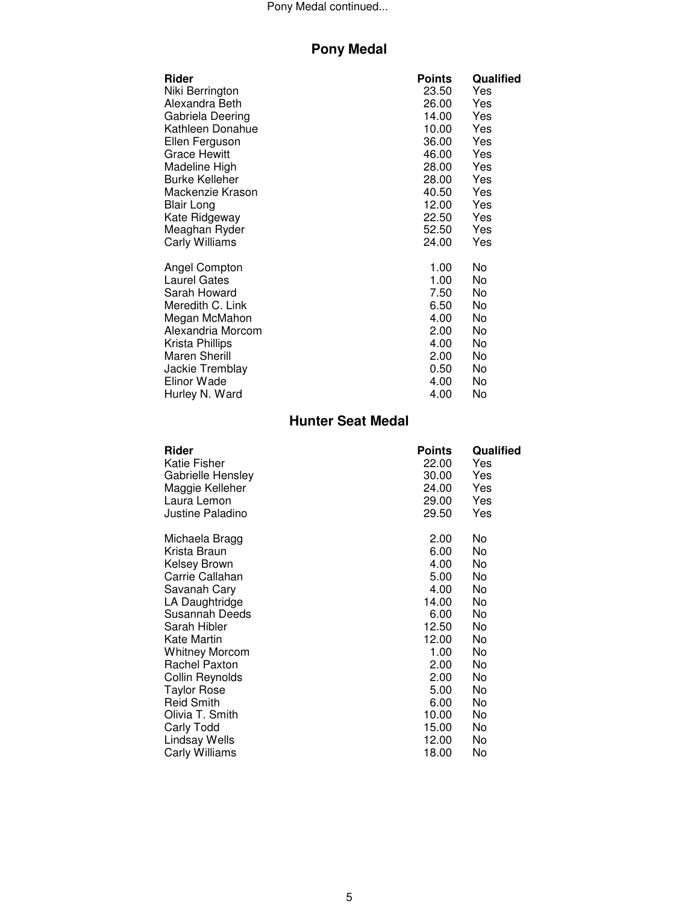Pony Medal continued...

## Pony Medal

| Rider | Points | Qualified |
|---|---|---|
| Niki Berrington | 23.50 | Yes |
| Alexandra Beth | 26.00 | Yes |
| Gabriela Deering | 14.00 | Yes |
| Kathleen Donahue | 10.00 | Yes |
| Ellen Ferguson | 36.00 | Yes |
| Grace Hewitt | 46.00 | Yes |
| Madeline High | 28.00 | Yes |
| Burke Kelleher | 28.00 | Yes |
| Mackenzie Krason | 40.50 | Yes |
| Blair Long | 12.00 | Yes |
| Kate Ridgeway | 22.50 | Yes |
| Meaghan Ryder | 52.50 | Yes |
| Carly Williams | 24.00 | Yes |
| | | |
| Angel Compton | 1.00 | No |
| Laurel Gates | 1.00 | No |
| Sarah Howard | 7.50 | No |
| Meredith C. Link | 6.50 | No |
| Megan McMahon | 4.00 | No |
| Alexandria Morcom | 2.00 | No |
| Krista Phillips | 4.00 | No |
| Maren Sherill | 2.00 | No |
| Jackie Tremblay | 0.50 | No |
| Elinor Wade | 4.00 | No |
| Hurley N. Ward | 4.00 | No |

## Hunter Seat Medal

| Rider | Points | Qualified |
|---|---|---|
| Katie Fisher | 22.00 | Yes |
| Gabrielle Hensley | 30.00 | Yes |
| Maggie Kelleher | 24.00 | Yes |
| Laura Lemon | 29.00 | Yes |
| Justine Paladino | 29.50 | Yes |
| | | |
| Michaela Bragg | 2.00 | No |
| Krista Braun | 6.00 | No |
| Kelsey Brown | 4.00 | No |
| Carrie Callahan | 5.00 | No |
| Savanah Cary | 4.00 | No |
| LA Daughtridge | 14.00 | No |
| Susannah Deeds | 6.00 | No |
| Sarah Hibler | 12.50 | No |
| Kate Martin | 12.00 | No |
| Whitney Morcom | 1.00 | No |
| Rachel Paxton | 2.00 | No |
| Collin Reynolds | 2.00 | No |
| Taylor Rose | 5.00 | No |
| Reid Smith | 6.00 | No |
| Olivia T. Smith | 10.00 | No |
| Carly Todd | 15.00 | No |
| Lindsay Wells | 12.00 | No |
| Carly Williams | 18.00 | No |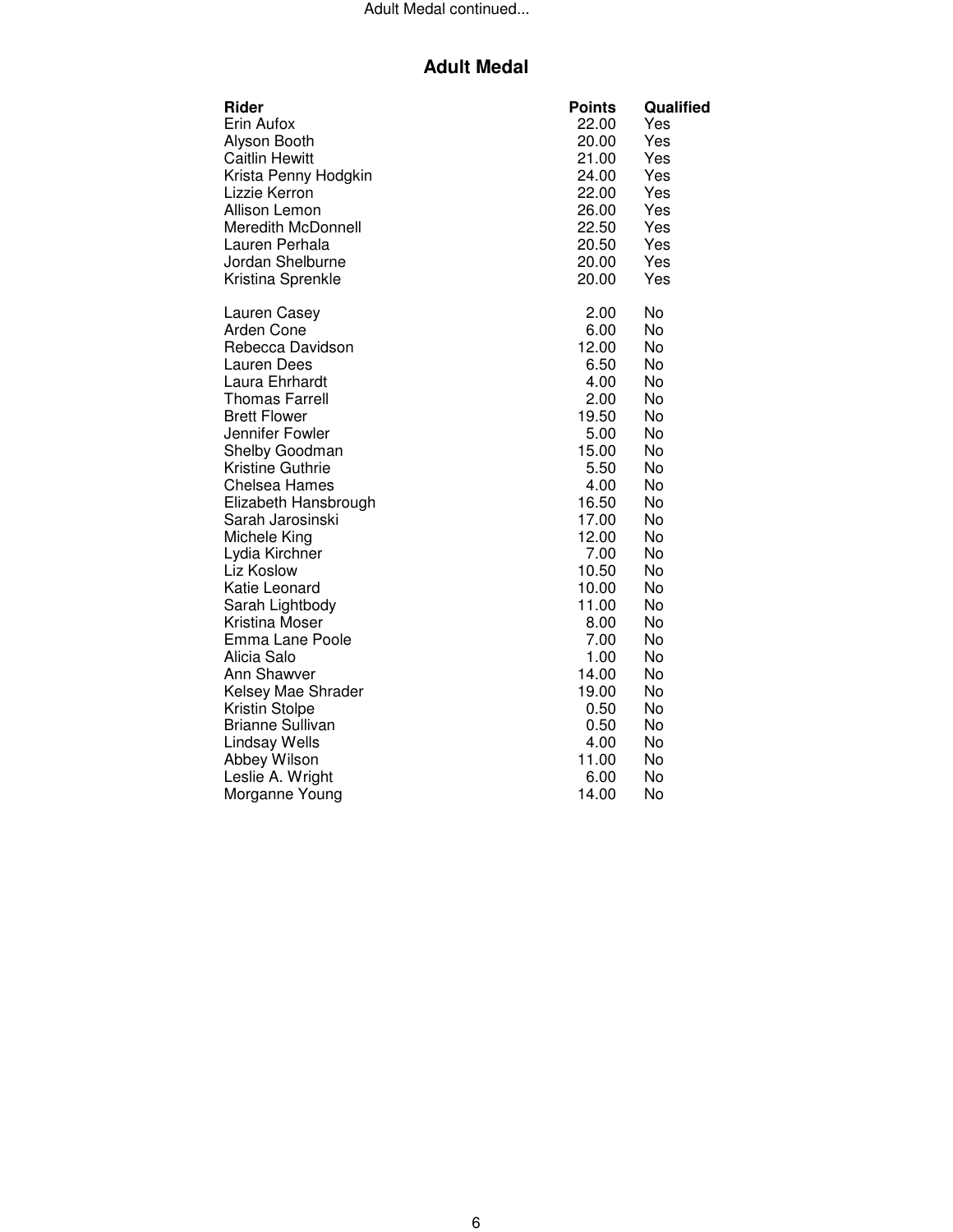Adult Medal continued...

## Adult Medal

| Rider | Points | Qualified |
|---|---|---|
| Erin Aufox | 22.00 | Yes |
| Alyson Booth | 20.00 | Yes |
| Caitlin Hewitt | 21.00 | Yes |
| Krista Penny Hodgkin | 24.00 | Yes |
| Lizzie Kerron | 22.00 | Yes |
| Allison Lemon | 26.00 | Yes |
| Meredith McDonnell | 22.50 | Yes |
| Lauren Perhala | 20.50 | Yes |
| Jordan Shelburne | 20.00 | Yes |
| Kristina Sprenkle | 20.00 | Yes |
| Lauren Casey | 2.00 | No |
| Arden Cone | 6.00 | No |
| Rebecca Davidson | 12.00 | No |
| Lauren Dees | 6.50 | No |
| Laura Ehrhardt | 4.00 | No |
| Thomas Farrell | 2.00 | No |
| Brett Flower | 19.50 | No |
| Jennifer Fowler | 5.00 | No |
| Shelby Goodman | 15.00 | No |
| Kristine Guthrie | 5.50 | No |
| Chelsea Hames | 4.00 | No |
| Elizabeth Hansbrough | 16.50 | No |
| Sarah Jarosinski | 17.00 | No |
| Michele King | 12.00 | No |
| Lydia Kirchner | 7.00 | No |
| Liz Koslow | 10.50 | No |
| Katie Leonard | 10.00 | No |
| Sarah Lightbody | 11.00 | No |
| Kristina Moser | 8.00 | No |
| Emma Lane Poole | 7.00 | No |
| Alicia Salo | 1.00 | No |
| Ann Shawver | 14.00 | No |
| Kelsey Mae Shrader | 19.00 | No |
| Kristin Stolpe | 0.50 | No |
| Brianne Sullivan | 0.50 | No |
| Lindsay Wells | 4.00 | No |
| Abbey Wilson | 11.00 | No |
| Leslie A. Wright | 6.00 | No |
| Morganne Young | 14.00 | No |